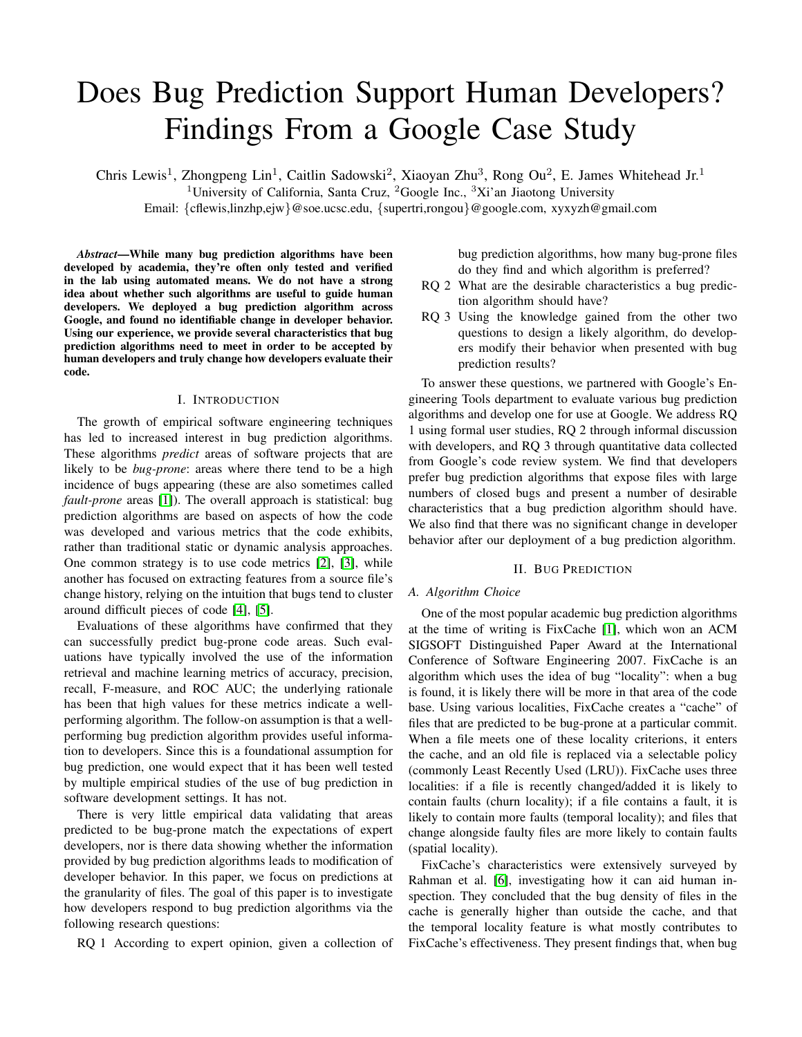# Does Bug Prediction Support Human Developers? Findings From a Google Case Study

Chris Lewis[1], Zhongpeng Lin[1], Caitlin Sadowski[2], Xiaoyan Zhu[3], Rong Ou[2], E. James Whitehead Jr.[1]

[1]University of California, Santa Cruz, [2]Google Inc., [3]Xi'an Jiaotong University

Email: {cflewis,linzhp,ejw}@soe.ucsc.edu, {supertri,rongou}@google.com, xyxyzh@gmail.com

***Abstract*—While many bug prediction algorithms have been developed by academia, they're often only tested and verified in the lab using automated means. We do not have a strong idea about whether such algorithms are useful to guide human developers. We deployed a bug prediction algorithm across Google, and found no identifiable change in developer behavior. Using our experience, we provide several characteristics that bug prediction algorithms need to meet in order to be accepted by human developers and truly change how developers evaluate their code.**

## I. Introduction

The growth of empirical software engineering techniques has led to increased interest in bug prediction algorithms. These algorithms *predict* areas of software projects that are likely to be *bug-prone*: areas where there tend to be a high incidence of bugs appearing (these are also sometimes called *fault-prone* areas [1]). The overall approach is statistical: bug prediction algorithms are based on aspects of how the code was developed and various metrics that the code exhibits, rather than traditional static or dynamic analysis approaches. One common strategy is to use code metrics [2], [3], while another has focused on extracting features from a source file's change history, relying on the intuition that bugs tend to cluster around difficult pieces of code [4], [5].

Evaluations of these algorithms have confirmed that they can successfully predict bug-prone code areas. Such evaluations have typically involved the use of the information retrieval and machine learning metrics of accuracy, precision, recall, F-measure, and ROC AUC; the underlying rationale has been that high values for these metrics indicate a well-performing algorithm. The follow-on assumption is that a well-performing bug prediction algorithm provides useful information to developers. Since this is a foundational assumption for bug prediction, one would expect that it has been well tested by multiple empirical studies of the use of bug prediction in software development settings. It has not.

There is very little empirical data validating that areas predicted to be bug-prone match the expectations of expert developers, nor is there data showing whether the information provided by bug prediction algorithms leads to modification of developer behavior. In this paper, we focus on predictions at the granularity of files. The goal of this paper is to investigate how developers respond to bug prediction algorithms via the following research questions:

- RQ 1 According to expert opinion, given a collection of bug prediction algorithms, how many bug-prone files do they find and which algorithm is preferred?
- RQ 2 What are the desirable characteristics a bug prediction algorithm should have?
- RQ 3 Using the knowledge gained from the other two questions to design a likely algorithm, do developers modify their behavior when presented with bug prediction results?

To answer these questions, we partnered with Google's Engineering Tools department to evaluate various bug prediction algorithms and develop one for use at Google. We address RQ 1 using formal user studies, RQ 2 through informal discussion with developers, and RQ 3 through quantitative data collected from Google's code review system. We find that developers prefer bug prediction algorithms that expose files with large numbers of closed bugs and present a number of desirable characteristics that a bug prediction algorithm should have. We also find that there was no significant change in developer behavior after our deployment of a bug prediction algorithm.

## II. Bug Prediction

### A. Algorithm Choice

One of the most popular academic bug prediction algorithms at the time of writing is FixCache [1], which won an ACM SIGSOFT Distinguished Paper Award at the International Conference of Software Engineering 2007. FixCache is an algorithm which uses the idea of bug "locality": when a bug is found, it is likely there will be more in that area of the code base. Using various localities, FixCache creates a "cache" of files that are predicted to be bug-prone at a particular commit. When a file meets one of these locality criterions, it enters the cache, and an old file is replaced via a selectable policy (commonly Least Recently Used (LRU)). FixCache uses three localities: if a file is recently changed/added it is likely to contain faults (churn locality); if a file contains a fault, it is likely to contain more faults (temporal locality); and files that change alongside faulty files are more likely to contain faults (spatial locality).

FixCache's characteristics were extensively surveyed by Rahman et al. [6], investigating how it can aid human inspection. They concluded that the bug density of files in the cache is generally higher than outside the cache, and that the temporal locality feature is what mostly contributes to FixCache's effectiveness. They present findings that, when bug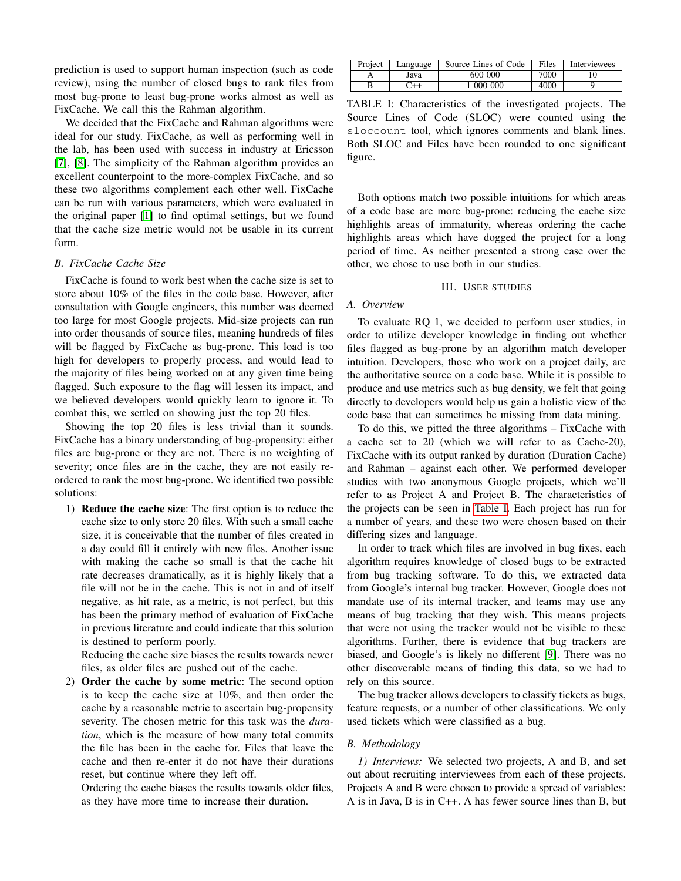prediction is used to support human inspection (such as code review), using the number of closed bugs to rank files from most bug-prone to least bug-prone works almost as well as FixCache. We call this the Rahman algorithm.

We decided that the FixCache and Rahman algorithms were ideal for our study. FixCache, as well as performing well in the lab, has been used with success in industry at Ericsson [7], [8]. The simplicity of the Rahman algorithm provides an excellent counterpoint to the more-complex FixCache, and so these two algorithms complement each other well. FixCache can be run with various parameters, which were evaluated in the original paper [1] to find optimal settings, but we found that the cache size metric would not be usable in its current form.

### B. FixCache Cache Size

FixCache is found to work best when the cache size is set to store about 10% of the files in the code base. However, after consultation with Google engineers, this number was deemed too large for most Google projects. Mid-size projects can run into order thousands of source files, meaning hundreds of files will be flagged by FixCache as bug-prone. This load is too high for developers to properly process, and would lead to the majority of files being worked on at any given time being flagged. Such exposure to the flag will lessen its impact, and we believed developers would quickly learn to ignore it. To combat this, we settled on showing just the top 20 files.

Showing the top 20 files is less trivial than it sounds. FixCache has a binary understanding of bug-propensity: either files are bug-prone or they are not. There is no weighting of severity; once files are in the cache, they are not easily re-ordered to rank the most bug-prone. We identified two possible solutions:

1) **Reduce the cache size**: The first option is to reduce the cache size to only store 20 files. With such a small cache size, it is conceivable that the number of files created in a day could fill it entirely with new files. Another issue with making the cache so small is that the cache hit rate decreases dramatically, as it is highly likely that a file will not be in the cache. This is not in and of itself negative, as hit rate, as a metric, is not perfect, but this has been the primary method of evaluation of FixCache in previous literature and could indicate that this solution is destined to perform poorly.
   Reducing the cache size biases the results towards newer files, as older files are pushed out of the cache.
2) **Order the cache by some metric**: The second option is to keep the cache size at 10%, and then order the cache by a reasonable metric to ascertain bug-propensity severity. The chosen metric for this task was the *duration*, which is the measure of how many total commits the file has been in the cache for. Files that leave the cache and then re-enter it do not have their durations reset, but continue where they left off.
   Ordering the cache biases the results towards older files, as they have more time to increase their duration.

| Project | Language | Source Lines of Code | Files | Interviewees |
|---|---|---|---|---|
| A | Java | 600 000 | 7000 | 10 |
| B | C++ | 1 000 000 | 4000 | 9 |

TABLE I: Characteristics of the investigated projects. The Source Lines of Code (SLOC) were counted using the `sloccount` tool, which ignores comments and blank lines. Both SLOC and Files have been rounded to one significant figure.

Both options match two possible intuitions for which areas of a code base are more bug-prone: reducing the cache size highlights areas of immaturity, whereas ordering the cache highlights areas which have dogged the project for a long period of time. As neither presented a strong case over the other, we chose to use both in our studies.

## III. User studies

### A. Overview

To evaluate RQ 1, we decided to perform user studies, in order to utilize developer knowledge in finding out whether files flagged as bug-prone by an algorithm match developer intuition. Developers, those who work on a project daily, are the authoritative source on a code base. While it is possible to produce and use metrics such as bug density, we felt that going directly to developers would help us gain a holistic view of the code base that can sometimes be missing from data mining.

To do this, we pitted the three algorithms – FixCache with a cache set to 20 (which we will refer to as Cache-20), FixCache with its output ranked by duration (Duration Cache) and Rahman – against each other. We performed developer studies with two anonymous Google projects, which we'll refer to as Project A and Project B. The characteristics of the projects can be seen in Table I. Each project has run for a number of years, and these two were chosen based on their differing sizes and language.

In order to track which files are involved in bug fixes, each algorithm requires knowledge of closed bugs to be extracted from bug tracking software. To do this, we extracted data from Google's internal bug tracker. However, Google does not mandate use of its internal tracker, and teams may use any means of bug tracking that they wish. This means projects that were not using the tracker would not be visible to these algorithms. Further, there is evidence that bug trackers are biased, and Google's is likely no different [9]. There was no other discoverable means of finding this data, so we had to rely on this source.

The bug tracker allows developers to classify tickets as bugs, feature requests, or a number of other classifications. We only used tickets which were classified as a bug.

### B. Methodology

*1) Interviews:* We selected two projects, A and B, and set out about recruiting interviewees from each of these projects. Projects A and B were chosen to provide a spread of variables: A is in Java, B is in C++. A has fewer source lines than B, but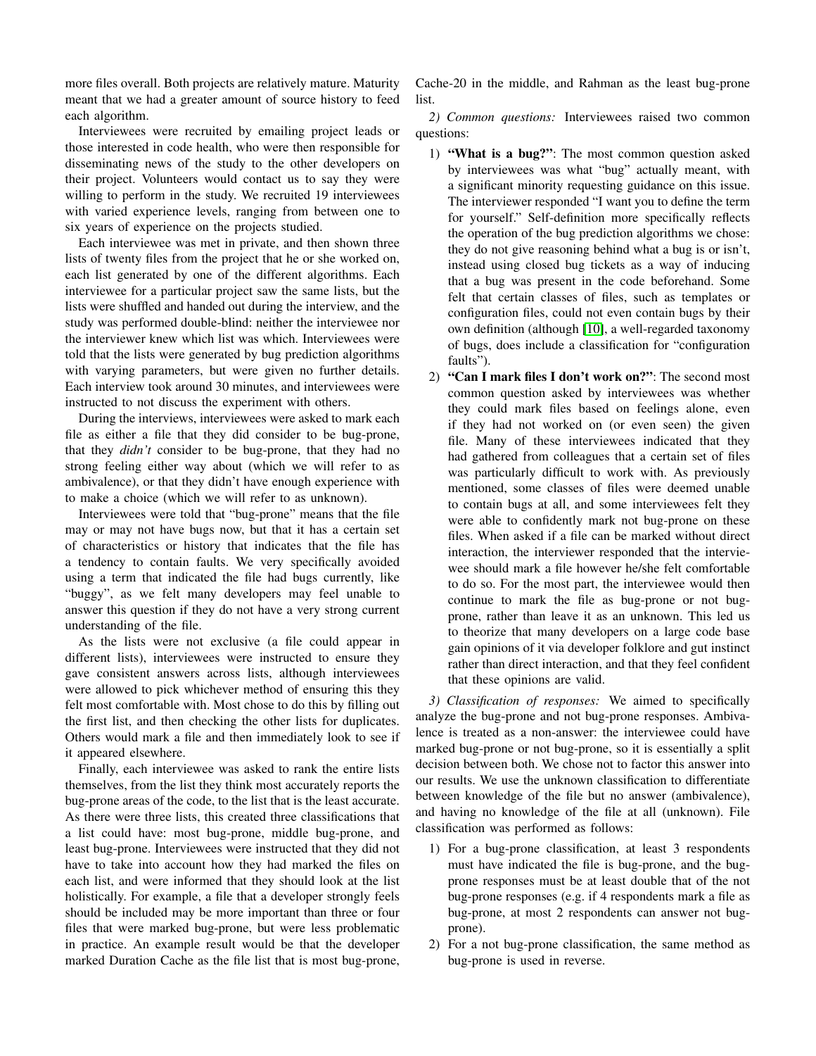more files overall. Both projects are relatively mature. Maturity meant that we had a greater amount of source history to feed each algorithm.

Interviewees were recruited by emailing project leads or those interested in code health, who were then responsible for disseminating news of the study to the other developers on their project. Volunteers would contact us to say they were willing to perform in the study. We recruited 19 interviewees with varied experience levels, ranging from between one to six years of experience on the projects studied.

Each interviewee was met in private, and then shown three lists of twenty files from the project that he or she worked on, each list generated by one of the different algorithms. Each interviewee for a particular project saw the same lists, but the lists were shuffled and handed out during the interview, and the study was performed double-blind: neither the interviewee nor the interviewer knew which list was which. Interviewees were told that the lists were generated by bug prediction algorithms with varying parameters, but were given no further details. Each interview took around 30 minutes, and interviewees were instructed to not discuss the experiment with others.

During the interviews, interviewees were asked to mark each file as either a file that they did consider to be bug-prone, that they *didn't* consider to be bug-prone, that they had no strong feeling either way about (which we will refer to as ambivalence), or that they didn't have enough experience with to make a choice (which we will refer to as unknown).

Interviewees were told that "bug-prone" means that the file may or may not have bugs now, but that it has a certain set of characteristics or history that indicates that the file has a tendency to contain faults. We very specifically avoided using a term that indicated the file had bugs currently, like "buggy", as we felt many developers may feel unable to answer this question if they do not have a very strong current understanding of the file.

As the lists were not exclusive (a file could appear in different lists), interviewees were instructed to ensure they gave consistent answers across lists, although interviewees were allowed to pick whichever method of ensuring this they felt most comfortable with. Most chose to do this by filling out the first list, and then checking the other lists for duplicates. Others would mark a file and then immediately look to see if it appeared elsewhere.

Finally, each interviewee was asked to rank the entire lists themselves, from the list they think most accurately reports the bug-prone areas of the code, to the list that is the least accurate. As there were three lists, this created three classifications that a list could have: most bug-prone, middle bug-prone, and least bug-prone. Interviewees were instructed that they did not have to take into account how they had marked the files on each list, and were informed that they should look at the list holistically. For example, a file that a developer strongly feels should be included may be more important than three or four files that were marked bug-prone, but were less problematic in practice. An example result would be that the developer marked Duration Cache as the file list that is most bug-prone, Cache-20 in the middle, and Rahman as the least bug-prone list.

*2) Common questions:* Interviewees raised two common questions:

1) **"What is a bug?"**: The most common question asked by interviewees was what "bug" actually meant, with a significant minority requesting guidance on this issue. The interviewer responded "I want you to define the term for yourself." Self-definition more specifically reflects the operation of the bug prediction algorithms we chose: they do not give reasoning behind what a bug is or isn't, instead using closed bug tickets as a way of inducing that a bug was present in the code beforehand. Some felt that certain classes of files, such as templates or configuration files, could not even contain bugs by their own definition (although [10], a well-regarded taxonomy of bugs, does include a classification for "configuration faults").
2) **"Can I mark files I don't work on?"**: The second most common question asked by interviewees was whether they could mark files based on feelings alone, even if they had not worked on (or even seen) the given file. Many of these interviewees indicated that they had gathered from colleagues that a certain set of files was particularly difficult to work with. As previously mentioned, some classes of files were deemed unable to contain bugs at all, and some interviewees felt they were able to confidently mark not bug-prone on these files. When asked if a file can be marked without direct interaction, the interviewer responded that the interviewee should mark a file however he/she felt comfortable to do so. For the most part, the interviewee would then continue to mark the file as bug-prone or not bug-prone, rather than leave it as an unknown. This led us to theorize that many developers on a large code base gain opinions of it via developer folklore and gut instinct rather than direct interaction, and that they feel confident that these opinions are valid.

*3) Classification of responses:* We aimed to specifically analyze the bug-prone and not bug-prone responses. Ambivalence is treated as a non-answer: the interviewee could have marked bug-prone or not bug-prone, so it is essentially a split decision between both. We chose not to factor this answer into our results. We use the unknown classification to differentiate between knowledge of the file but no answer (ambivalence), and having no knowledge of the file at all (unknown). File classification was performed as follows:

1) For a bug-prone classification, at least 3 respondents must have indicated the file is bug-prone, and the bug-prone responses must be at least double that of the not bug-prone responses (e.g. if 4 respondents mark a file as bug-prone, at most 2 respondents can answer not bug-prone).
2) For a not bug-prone classification, the same method as bug-prone is used in reverse.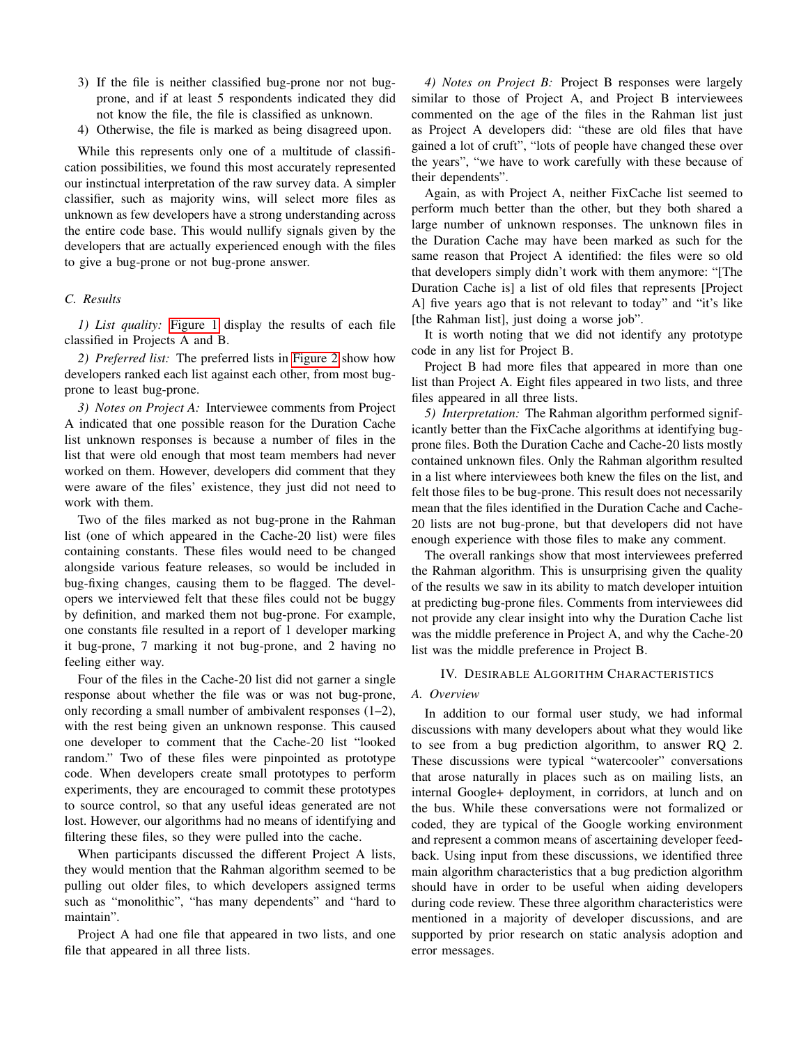3) If the file is neither classified bug-prone nor not bug-prone, and if at least 5 respondents indicated they did not know the file, the file is classified as unknown.
4) Otherwise, the file is marked as being disagreed upon.

While this represents only one of a multitude of classification possibilities, we found this most accurately represented our instinctual interpretation of the raw survey data. A simpler classifier, such as majority wins, will select more files as unknown as few developers have a strong understanding across the entire code base. This would nullify signals given by the developers that are actually experienced enough with the files to give a bug-prone or not bug-prone answer.

### C. Results

*1) List quality:* Figure 1 display the results of each file classified in Projects A and B.

*2) Preferred list:* The preferred lists in Figure 2 show how developers ranked each list against each other, from most bug-prone to least bug-prone.

*3) Notes on Project A:* Interviewee comments from Project A indicated that one possible reason for the Duration Cache list unknown responses is because a number of files in the list that were old enough that most team members had never worked on them. However, developers did comment that they were aware of the files' existence, they just did not need to work with them.

Two of the files marked as not bug-prone in the Rahman list (one of which appeared in the Cache-20 list) were files containing constants. These files would need to be changed alongside various feature releases, so would be included in bug-fixing changes, causing them to be flagged. The developers we interviewed felt that these files could not be buggy by definition, and marked them not bug-prone. For example, one constants file resulted in a report of 1 developer marking it bug-prone, 7 marking it not bug-prone, and 2 having no feeling either way.

Four of the files in the Cache-20 list did not garner a single response about whether the file was or was not bug-prone, only recording a small number of ambivalent responses (1–2), with the rest being given an unknown response. This caused one developer to comment that the Cache-20 list "looked random." Two of these files were pinpointed as prototype code. When developers create small prototypes to perform experiments, they are encouraged to commit these prototypes to source control, so that any useful ideas generated are not lost. However, our algorithms had no means of identifying and filtering these files, so they were pulled into the cache.

When participants discussed the different Project A lists, they would mention that the Rahman algorithm seemed to be pulling out older files, to which developers assigned terms such as "monolithic", "has many dependents" and "hard to maintain".

Project A had one file that appeared in two lists, and one file that appeared in all three lists.

*4) Notes on Project B:* Project B responses were largely similar to those of Project A, and Project B interviewees commented on the age of the files in the Rahman list just as Project A developers did: "these are old files that have gained a lot of cruft", "lots of people have changed these over the years", "we have to work carefully with these because of their dependents".

Again, as with Project A, neither FixCache list seemed to perform much better than the other, but they both shared a large number of unknown responses. The unknown files in the Duration Cache may have been marked as such for the same reason that Project A identified: the files were so old that developers simply didn't work with them anymore: "[The Duration Cache is] a list of old files that represents [Project A] five years ago that is not relevant to today" and "it's like [the Rahman list], just doing a worse job".

It is worth noting that we did not identify any prototype code in any list for Project B.

Project B had more files that appeared in more than one list than Project A. Eight files appeared in two lists, and three files appeared in all three lists.

*5) Interpretation:* The Rahman algorithm performed significantly better than the FixCache algorithms at identifying bug-prone files. Both the Duration Cache and Cache-20 lists mostly contained unknown files. Only the Rahman algorithm resulted in a list where interviewees both knew the files on the list, and felt those files to be bug-prone. This result does not necessarily mean that the files identified in the Duration Cache and Cache-20 lists are not bug-prone, but that developers did not have enough experience with those files to make any comment.

The overall rankings show that most interviewees preferred the Rahman algorithm. This is unsurprising given the quality of the results we saw in its ability to match developer intuition at predicting bug-prone files. Comments from interviewees did not provide any clear insight into why the Duration Cache list was the middle preference in Project A, and why the Cache-20 list was the middle preference in Project B.

## IV. Desirable Algorithm Characteristics

### A. Overview

In addition to our formal user study, we had informal discussions with many developers about what they would like to see from a bug prediction algorithm, to answer RQ 2. These discussions were typical "watercooler" conversations that arose naturally in places such as on mailing lists, an internal Google+ deployment, in corridors, at lunch and on the bus. While these conversations were not formalized or coded, they are typical of the Google working environment and represent a common means of ascertaining developer feedback. Using input from these discussions, we identified three main algorithm characteristics that a bug prediction algorithm should have in order to be useful when aiding developers during code review. These three algorithm characteristics were mentioned in a majority of developer discussions, and are supported by prior research on static analysis adoption and error messages.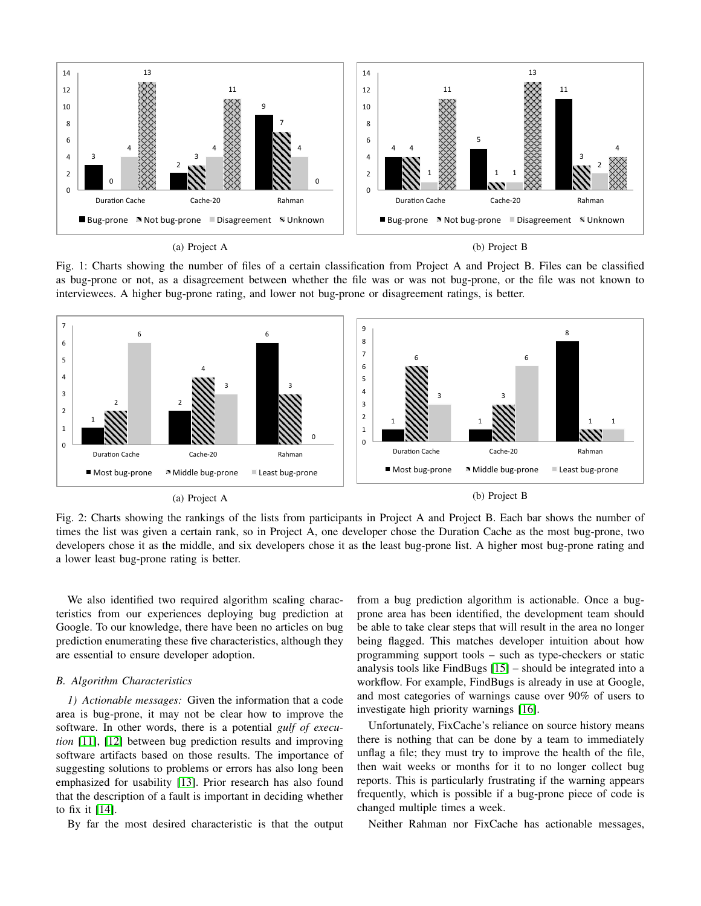(a) Project A

(b) Project B

Fig. 1: Charts showing the number of files of a certain classification from Project A and Project B. Files can be classified as bug-prone or not, as a disagreement between whether the file was or was not bug-prone, or the file was not known to interviewees. A higher bug-prone rating, and lower not bug-prone or disagreement ratings, is better.

(a) Project A

(b) Project B

Fig. 2: Charts showing the rankings of the lists from participants in Project A and Project B. Each bar shows the number of times the list was given a certain rank, so in Project A, one developer chose the Duration Cache as the most bug-prone, two developers chose it as the middle, and six developers chose it as the least bug-prone list. A higher most bug-prone rating and a lower least bug-prone rating is better.

We also identified two required algorithm scaling characteristics from our experiences deploying bug prediction at Google. To our knowledge, there have been no articles on bug prediction enumerating these five characteristics, although they are essential to ensure developer adoption.

### B. Algorithm Characteristics

*1) Actionable messages:* Given the information that a code area is bug-prone, it may not be clear how to improve the software. In other words, there is a potential *gulf of execution* [11], [12] between bug prediction results and improving software artifacts based on those results. The importance of suggesting solutions to problems or errors has also long been emphasized for usability [13]. Prior research has also found that the description of a fault is important in deciding whether to fix it [14].

By far the most desired characteristic is that the output from a bug prediction algorithm is actionable. Once a bug-prone area has been identified, the development team should be able to take clear steps that will result in the area no longer being flagged. This matches developer intuition about how programming support tools – such as type-checkers or static analysis tools like FindBugs [15] – should be integrated into a workflow. For example, FindBugs is already in use at Google, and most categories of warnings cause over 90% of users to investigate high priority warnings [16].

Unfortunately, FixCache's reliance on source history means there is nothing that can be done by a team to immediately unflag a file; they must try to improve the health of the file, then wait weeks or months for it to no longer collect bug reports. This is particularly frustrating if the warning appears frequently, which is possible if a bug-prone piece of code is changed multiple times a week.

Neither Rahman nor FixCache has actionable messages,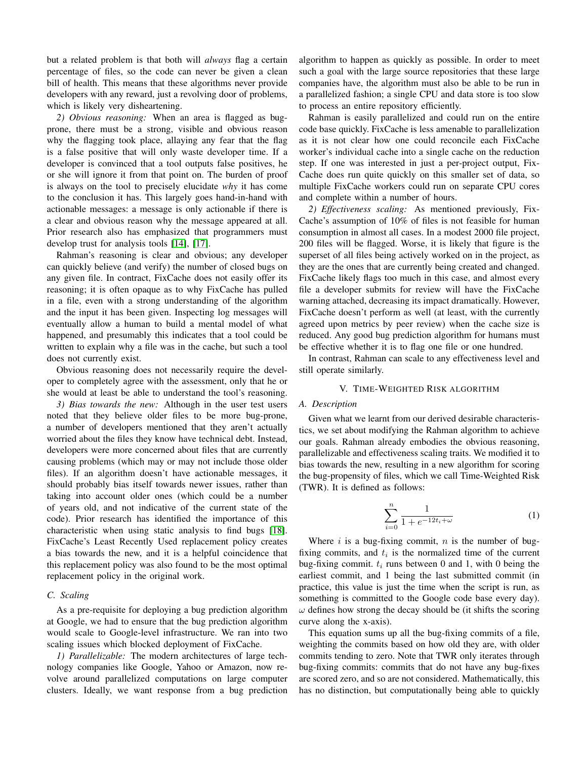but a related problem is that both will *always* flag a certain percentage of files, so the code can never be given a clean bill of health. This means that these algorithms never provide developers with any reward, just a revolving door of problems, which is likely very disheartening.

*2) Obvious reasoning:* When an area is flagged as bug-prone, there must be a strong, visible and obvious reason why the flagging took place, allaying any fear that the flag is a false positive that will only waste developer time. If a developer is convinced that a tool outputs false positives, he or she will ignore it from that point on. The burden of proof is always on the tool to precisely elucidate *why* it has come to the conclusion it has. This largely goes hand-in-hand with actionable messages: a message is only actionable if there is a clear and obvious reason why the message appeared at all. Prior research also has emphasized that programmers must develop trust for analysis tools [14], [17].

Rahman's reasoning is clear and obvious; any developer can quickly believe (and verify) the number of closed bugs on any given file. In contract, FixCache does not easily offer its reasoning; it is often opaque as to why FixCache has pulled in a file, even with a strong understanding of the algorithm and the input it has been given. Inspecting log messages will eventually allow a human to build a mental model of what happened, and presumably this indicates that a tool could be written to explain why a file was in the cache, but such a tool does not currently exist.

Obvious reasoning does not necessarily require the developer to completely agree with the assessment, only that he or she would at least be able to understand the tool's reasoning.

*3) Bias towards the new:* Although in the user test users noted that they believe older files to be more bug-prone, a number of developers mentioned that they aren't actually worried about the files they know have technical debt. Instead, developers were more concerned about files that are currently causing problems (which may or may not include those older files). If an algorithm doesn't have actionable messages, it should probably bias itself towards newer issues, rather than taking into account older ones (which could be a number of years old, and not indicative of the current state of the code). Prior research has identified the importance of this characteristic when using static analysis to find bugs [18]. FixCache's Least Recently Used replacement policy creates a bias towards the new, and it is a helpful coincidence that this replacement policy was also found to be the most optimal replacement policy in the original work.

### C. Scaling

As a pre-requisite for deploying a bug prediction algorithm at Google, we had to ensure that the bug prediction algorithm would scale to Google-level infrastructure. We ran into two scaling issues which blocked deployment of FixCache.

*1) Parallelizable:* The modern architectures of large technology companies like Google, Yahoo or Amazon, now revolve around parallelized computations on large computer clusters. Ideally, we want response from a bug prediction algorithm to happen as quickly as possible. In order to meet such a goal with the large source repositories that these large companies have, the algorithm must also be able to be run in a parallelized fashion; a single CPU and data store is too slow to process an entire repository efficiently.

Rahman is easily parallelized and could run on the entire code base quickly. FixCache is less amenable to parallelization as it is not clear how one could reconcile each FixCache worker's individual cache into a single cache on the reduction step. If one was interested in just a per-project output, FixCache does run quite quickly on this smaller set of data, so multiple FixCache workers could run on separate CPU cores and complete within a number of hours.

*2) Effectiveness scaling:* As mentioned previously, FixCache's assumption of 10% of files is not feasible for human consumption in almost all cases. In a modest 2000 file project, 200 files will be flagged. Worse, it is likely that figure is the superset of all files being actively worked on in the project, as they are the ones that are currently being created and changed. FixCache likely flags too much in this case, and almost every file a developer submits for review will have the FixCache warning attached, decreasing its impact dramatically. However, FixCache doesn't perform as well (at least, with the currently agreed upon metrics by peer review) when the cache size is reduced. Any good bug prediction algorithm for humans must be effective whether it is to flag one file or one hundred.

In contrast, Rahman can scale to any effectiveness level and still operate similarly.

## V. Time-Weighted Risk algorithm

### A. Description

Given what we learnt from our derived desirable characteristics, we set about modifying the Rahman algorithm to achieve our goals. Rahman already embodies the obvious reasoning, parallelizable and effectiveness scaling traits. We modified it to bias towards the new, resulting in a new algorithm for scoring the bug-propensity of files, which we call Time-Weighted Risk (TWR). It is defined as follows:

$$\sum_{i=0}^{n} \frac{1}{1 + e^{-12t_i + \omega}} \tag{1}$$

Where $i$ is a bug-fixing commit, $n$ is the number of bug-fixing commits, and $t_i$ is the normalized time of the current bug-fixing commit. $t_i$ runs between 0 and 1, with 0 being the earliest commit, and 1 being the last submitted commit (in practice, this value is just the time when the script is run, as something is committed to the Google code base every day). $\omega$ defines how strong the decay should be (it shifts the scoring curve along the x-axis).

This equation sums up all the bug-fixing commits of a file, weighting the commits based on how old they are, with older commits tending to zero. Note that TWR only iterates through bug-fixing commits: commits that do not have any bug-fixes are scored zero, and so are not considered. Mathematically, this has no distinction, but computationally being able to quickly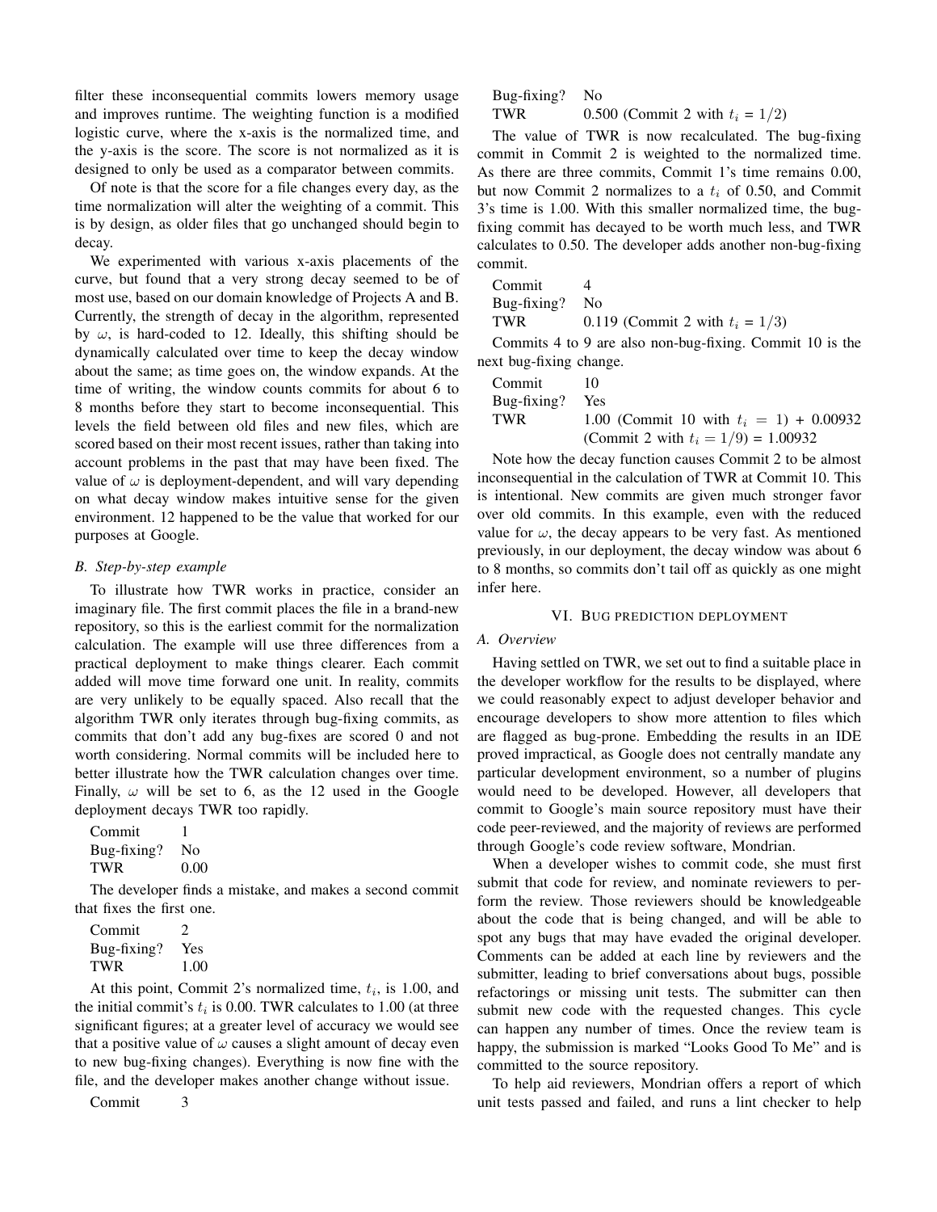filter these inconsequential commits lowers memory usage and improves runtime. The weighting function is a modified logistic curve, where the x-axis is the normalized time, and the y-axis is the score. The score is not normalized as it is designed to only be used as a comparator between commits.

Of note is that the score for a file changes every day, as the time normalization will alter the weighting of a commit. This is by design, as older files that go unchanged should begin to decay.

We experimented with various x-axis placements of the curve, but found that a very strong decay seemed to be of most use, based on our domain knowledge of Projects A and B. Currently, the strength of decay in the algorithm, represented by $\omega$, is hard-coded to 12. Ideally, this shifting should be dynamically calculated over time to keep the decay window about the same; as time goes on, the window expands. At the time of writing, the window counts commits for about 6 to 8 months before they start to become inconsequential. This levels the field between old files and new files, which are scored based on their most recent issues, rather than taking into account problems in the past that may have been fixed. The value of $\omega$ is deployment-dependent, and will vary depending on what decay window makes intuitive sense for the given environment. 12 happened to be the value that worked for our purposes at Google.

### *B. Step-by-step example*

To illustrate how TWR works in practice, consider an imaginary file. The first commit places the file in a brand-new repository, so this is the earliest commit for the normalization calculation. The example will use three differences from a practical deployment to make things clearer. Each commit added will move time forward one unit. In reality, commits are very unlikely to be equally spaced. Also recall that the algorithm TWR only iterates through bug-fixing commits, as commits that don't add any bug-fixes are scored 0 and not worth considering. Normal commits will be included here to better illustrate how the TWR calculation changes over time. Finally, $\omega$ will be set to 6, as the 12 used in the Google deployment decays TWR too rapidly.

| | |
|---|---|
| Commit | 1 |
| Bug-fixing? | No |
| TWR | 0.00 |

The developer finds a mistake, and makes a second commit that fixes the first one.

| | |
|---|---|
| Commit | 2 |
| Bug-fixing? | Yes |
| TWR | 1.00 |

At this point, Commit 2's normalized time, $t_i$, is 1.00, and the initial commit's $t_i$ is 0.00. TWR calculates to 1.00 (at three significant figures; at a greater level of accuracy we would see that a positive value of $\omega$ causes a slight amount of decay even to new bug-fixing changes). Everything is now fine with the file, and the developer makes another change without issue.

| | |
|---|---|
| Commit | 3 |
| Bug-fixing? | No |
| TWR | 0.500 (Commit 2 with $t_i = 1/2$) |

The value of TWR is now recalculated. The bug-fixing commit in Commit 2 is weighted to the normalized time. As there are three commits, Commit 1's time remains 0.00, but now Commit 2 normalizes to a $t_i$ of 0.50, and Commit 3's time is 1.00. With this smaller normalized time, the bug-fixing commit has decayed to be worth much less, and TWR calculates to 0.50. The developer adds another non-bug-fixing commit.

| | |
|---|---|
| Commit | 4 |
| Bug-fixing? | No |
| TWR | 0.119 (Commit 2 with $t_i = 1/3$) |

Commits 4 to 9 are also non-bug-fixing. Commit 10 is the next bug-fixing change.

| | |
|---|---|
| Commit | 10 |
| Bug-fixing? | Yes |
| TWR | 1.00 (Commit 10 with $t_i = 1$) + 0.00932 (Commit 2 with $t_i = 1/9$) = 1.00932 |

Note how the decay function causes Commit 2 to be almost inconsequential in the calculation of TWR at Commit 10. This is intentional. New commits are given much stronger favor over old commits. In this example, even with the reduced value for $\omega$, the decay appears to be very fast. As mentioned previously, in our deployment, the decay window was about 6 to 8 months, so commits don't tail off as quickly as one might infer here.

## VI. Bug prediction deployment

### *A. Overview*

Having settled on TWR, we set out to find a suitable place in the developer workflow for the results to be displayed, where we could reasonably expect to adjust developer behavior and encourage developers to show more attention to files which are flagged as bug-prone. Embedding the results in an IDE proved impractical, as Google does not centrally mandate any particular development environment, so a number of plugins would need to be developed. However, all developers that commit to Google's main source repository must have their code peer-reviewed, and the majority of reviews are performed through Google's code review software, Mondrian.

When a developer wishes to commit code, she must first submit that code for review, and nominate reviewers to perform the review. Those reviewers should be knowledgeable about the code that is being changed, and will be able to spot any bugs that may have evaded the original developer. Comments can be added at each line by reviewers and the submitter, leading to brief conversations about bugs, possible refactorings or missing unit tests. The submitter can then submit new code with the requested changes. This cycle can happen any number of times. Once the review team is happy, the submission is marked "Looks Good To Me" and is committed to the source repository.

To help aid reviewers, Mondrian offers a report of which unit tests passed and failed, and runs a lint checker to help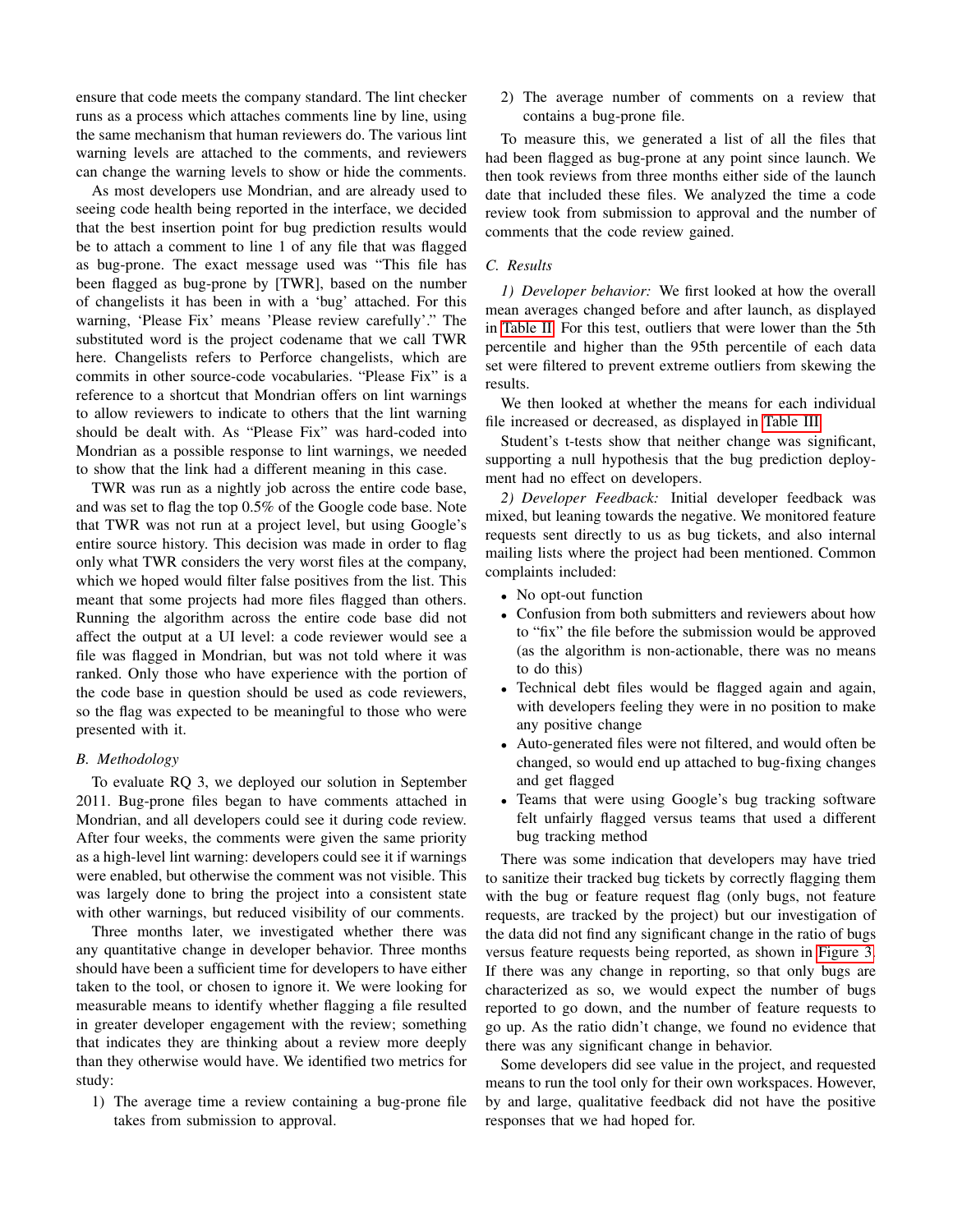ensure that code meets the company standard. The lint checker runs as a process which attaches comments line by line, using the same mechanism that human reviewers do. The various lint warning levels are attached to the comments, and reviewers can change the warning levels to show or hide the comments.

As most developers use Mondrian, and are already used to seeing code health being reported in the interface, we decided that the best insertion point for bug prediction results would be to attach a comment to line 1 of any file that was flagged as bug-prone. The exact message used was "This file has been flagged as bug-prone by [TWR], based on the number of changelists it has been in with a 'bug' attached. For this warning, 'Please Fix' means 'Please review carefully'." The substituted word is the project codename that we call TWR here. Changelists refers to Perforce changelists, which are commits in other source-code vocabularies. "Please Fix" is a reference to a shortcut that Mondrian offers on lint warnings to allow reviewers to indicate to others that the lint warning should be dealt with. As "Please Fix" was hard-coded into Mondrian as a possible response to lint warnings, we needed to show that the link had a different meaning in this case.

TWR was run as a nightly job across the entire code base, and was set to flag the top 0.5% of the Google code base. Note that TWR was not run at a project level, but using Google's entire source history. This decision was made in order to flag only what TWR considers the very worst files at the company, which we hoped would filter false positives from the list. This meant that some projects had more files flagged than others. Running the algorithm across the entire code base did not affect the output at a UI level: a code reviewer would see a file was flagged in Mondrian, but was not told where it was ranked. Only those who have experience with the portion of the code base in question should be used as code reviewers, so the flag was expected to be meaningful to those who were presented with it.

### B. Methodology

To evaluate RQ 3, we deployed our solution in September 2011. Bug-prone files began to have comments attached in Mondrian, and all developers could see it during code review. After four weeks, the comments were given the same priority as a high-level lint warning: developers could see it if warnings were enabled, but otherwise the comment was not visible. This was largely done to bring the project into a consistent state with other warnings, but reduced visibility of our comments.

Three months later, we investigated whether there was any quantitative change in developer behavior. Three months should have been a sufficient time for developers to have either taken to the tool, or chosen to ignore it. We were looking for measurable means to identify whether flagging a file resulted in greater developer engagement with the review; something that indicates they are thinking about a review more deeply than they otherwise would have. We identified two metrics for study:

1) The average time a review containing a bug-prone file takes from submission to approval.
2) The average number of comments on a review that contains a bug-prone file.

To measure this, we generated a list of all the files that had been flagged as bug-prone at any point since launch. We then took reviews from three months either side of the launch date that included these files. We analyzed the time a code review took from submission to approval and the number of comments that the code review gained.

### C. Results

*1) Developer behavior:* We first looked at how the overall mean averages changed before and after launch, as displayed in Table II. For this test, outliers that were lower than the 5th percentile and higher than the 95th percentile of each data set were filtered to prevent extreme outliers from skewing the results.

We then looked at whether the means for each individual file increased or decreased, as displayed in Table III.

Student's t-tests show that neither change was significant, supporting a null hypothesis that the bug prediction deployment had no effect on developers.

*2) Developer Feedback:* Initial developer feedback was mixed, but leaning towards the negative. We monitored feature requests sent directly to us as bug tickets, and also internal mailing lists where the project had been mentioned. Common complaints included:

- No opt-out function
- Confusion from both submitters and reviewers about how to "fix" the file before the submission would be approved (as the algorithm is non-actionable, there was no means to do this)
- Technical debt files would be flagged again and again, with developers feeling they were in no position to make any positive change
- Auto-generated files were not filtered, and would often be changed, so would end up attached to bug-fixing changes and get flagged
- Teams that were using Google's bug tracking software felt unfairly flagged versus teams that used a different bug tracking method

There was some indication that developers may have tried to sanitize their tracked bug tickets by correctly flagging them with the bug or feature request flag (only bugs, not feature requests, are tracked by the project) but our investigation of the data did not find any significant change in the ratio of bugs versus feature requests being reported, as shown in Figure 3. If there was any change in reporting, so that only bugs are characterized as so, we would expect the number of bugs reported to go down, and the number of feature requests to go up. As the ratio didn't change, we found no evidence that there was any significant change in behavior.

Some developers did see value in the project, and requested means to run the tool only for their own workspaces. However, by and large, qualitative feedback did not have the positive responses that we had hoped for.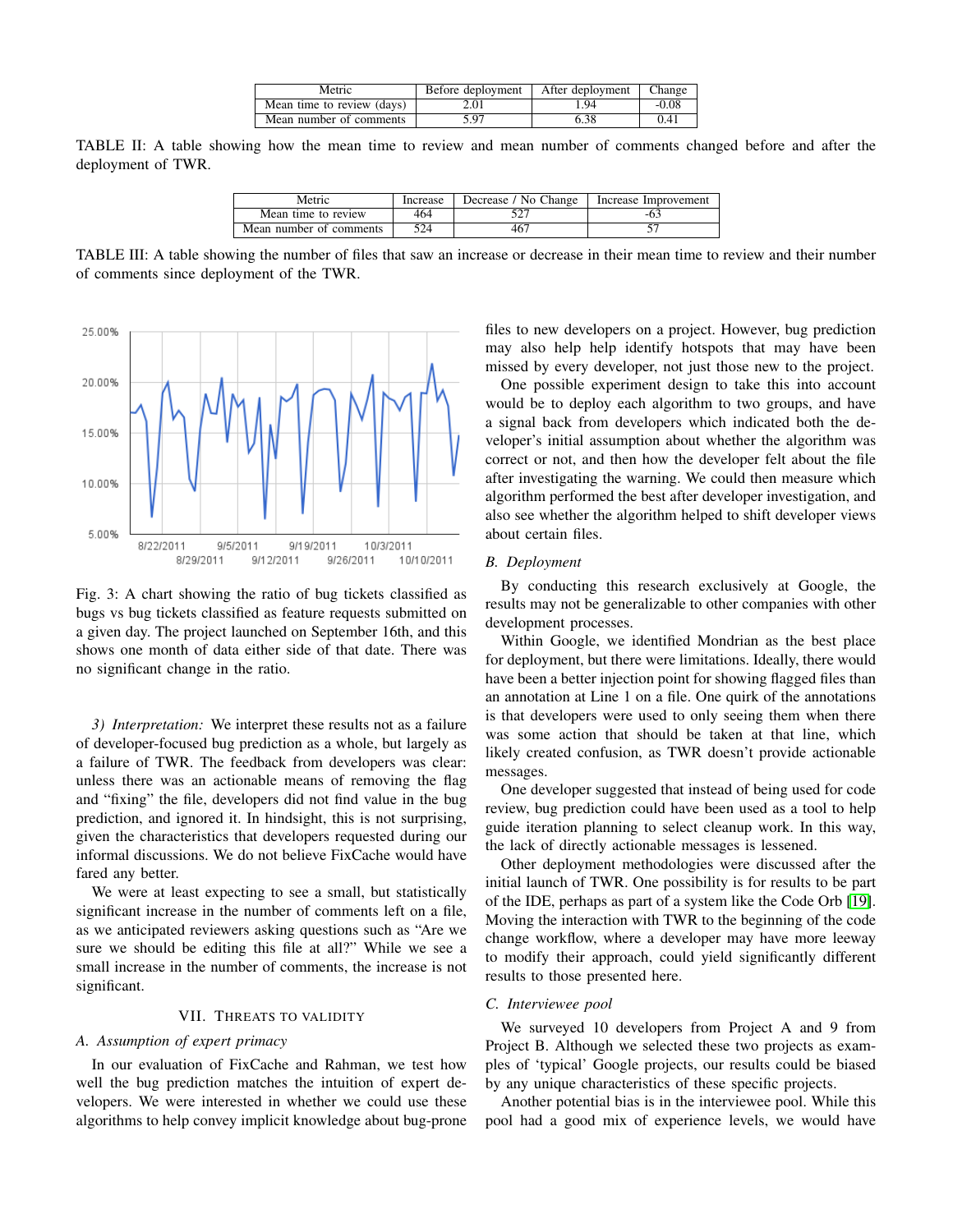| Metric | Before deployment | After deployment | Change |
| --- | --- | --- | --- |
| Mean time to review (days) | 2.01 | 1.94 | -0.08 |
| Mean number of comments | 5.97 | 6.38 | 0.41 |

TABLE II: A table showing how the mean time to review and mean number of comments changed before and after the deployment of TWR.

| Metric | Increase | Decrease / No Change | Increase Improvement |
| --- | --- | --- | --- |
| Mean time to review | 464 | 527 | -63 |
| Mean number of comments | 524 | 467 | 57 |

TABLE III: A table showing the number of files that saw an increase or decrease in their mean time to review and their number of comments since deployment of the TWR.

Fig. 3: A chart showing the ratio of bug tickets classified as bugs vs bug tickets classified as feature requests submitted on a given day. The project launched on September 16th, and this shows one month of data either side of that date. There was no significant change in the ratio.

*3) Interpretation:* We interpret these results not as a failure of developer-focused bug prediction as a whole, but largely as a failure of TWR. The feedback from developers was clear: unless there was an actionable means of removing the flag and "fixing" the file, developers did not find value in the bug prediction, and ignored it. In hindsight, this is not surprising, given the characteristics that developers requested during our informal discussions. We do not believe FixCache would have fared any better.

We were at least expecting to see a small, but statistically significant increase in the number of comments left on a file, as we anticipated reviewers asking questions such as "Are we sure we should be editing this file at all?" While we see a small increase in the number of comments, the increase is not significant.

## VII. Threats to Validity

### A. Assumption of expert primacy

In our evaluation of FixCache and Rahman, we test how well the bug prediction matches the intuition of expert developers. We were interested in whether we could use these algorithms to help convey implicit knowledge about bug-prone files to new developers on a project. However, bug prediction may also help help identify hotspots that may have been missed by every developer, not just those new to the project.

One possible experiment design to take this into account would be to deploy each algorithm to two groups, and have a signal back from developers which indicated both the developer's initial assumption about whether the algorithm was correct or not, and then how the developer felt about the file after investigating the warning. We could then measure which algorithm performed the best after developer investigation, and also see whether the algorithm helped to shift developer views about certain files.

### B. Deployment

By conducting this research exclusively at Google, the results may not be generalizable to other companies with other development processes.

Within Google, we identified Mondrian as the best place for deployment, but there were limitations. Ideally, there would have been a better injection point for showing flagged files than an annotation at Line 1 on a file. One quirk of the annotations is that developers were used to only seeing them when there was some action that should be taken at that line, which likely created confusion, as TWR doesn't provide actionable messages.

One developer suggested that instead of being used for code review, bug prediction could have been used as a tool to help guide iteration planning to select cleanup work. In this way, the lack of directly actionable messages is lessened.

Other deployment methodologies were discussed after the initial launch of TWR. One possibility is for results to be part of the IDE, perhaps as part of a system like the Code Orb [19]. Moving the interaction with TWR to the beginning of the code change workflow, where a developer may have more leeway to modify their approach, could yield significantly different results to those presented here.

### C. Interviewee pool

We surveyed 10 developers from Project A and 9 from Project B. Although we selected these two projects as examples of 'typical' Google projects, our results could be biased by any unique characteristics of these specific projects.

Another potential bias is in the interviewee pool. While this pool had a good mix of experience levels, we would have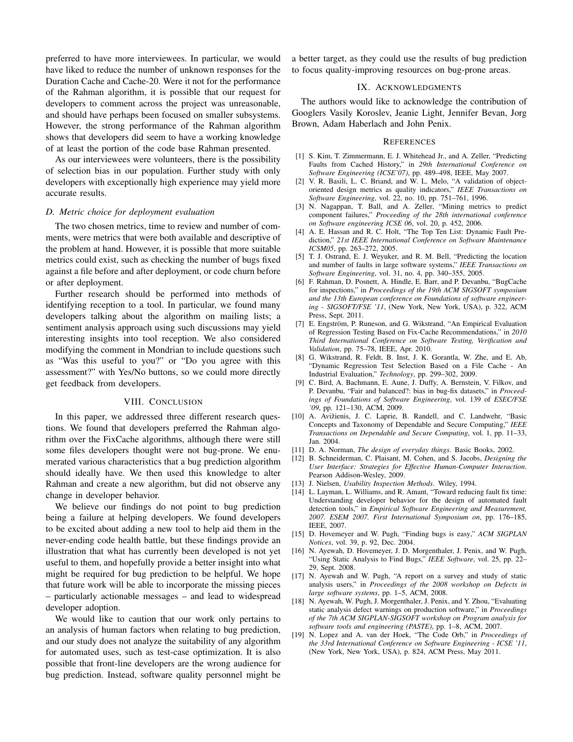preferred to have more interviewees. In particular, we would have liked to reduce the number of unknown responses for the Duration Cache and Cache-20. Were it not for the performance of the Rahman algorithm, it is possible that our request for developers to comment across the project was unreasonable, and should have perhaps been focused on smaller subsystems. However, the strong performance of the Rahman algorithm shows that developers did seem to have a working knowledge of at least the portion of the code base Rahman presented.

As our interviewees were volunteers, there is the possibility of selection bias in our population. Further study with only developers with exceptionally high experience may yield more accurate results.

### *D. Metric choice for deployment evaluation*

The two chosen metrics, time to review and number of comments, were metrics that were both available and descriptive of the problem at hand. However, it is possible that more suitable metrics could exist, such as checking the number of bugs fixed against a file before and after deployment, or code churn before or after deployment.

Further research should be performed into methods of identifying reception to a tool. In particular, we found many developers talking about the algorithm on mailing lists; a sentiment analysis approach using such discussions may yield interesting insights into tool reception. We also considered modifying the comment in Mondrian to include questions such as "Was this useful to you?" or "Do you agree with this assessment?" with Yes/No buttons, so we could more directly get feedback from developers.

## VIII. Conclusion

In this paper, we addressed three different research questions. We found that developers preferred the Rahman algorithm over the FixCache algorithms, although there were still some files developers thought were not bug-prone. We enumerated various characteristics that a bug prediction algorithm should ideally have. We then used this knowledge to alter Rahman and create a new algorithm, but did not observe any change in developer behavior.

We believe our findings do not point to bug prediction being a failure at helping developers. We found developers to be excited about adding a new tool to help aid them in the never-ending code health battle, but these findings provide an illustration that what has currently been developed is not yet useful to them, and hopefully provide a better insight into what might be required for bug prediction to be helpful. We hope that future work will be able to incorporate the missing pieces – particularly actionable messages – and lead to widespread developer adoption.

We would like to caution that our work only pertains to an analysis of human factors when relating to bug prediction, and our study does not analyze the suitability of any algorithm for automated uses, such as test-case optimization. It is also possible that front-line developers are the wrong audience for bug prediction. Instead, software quality personnel might be a better target, as they could use the results of bug prediction to focus quality-improving resources on bug-prone areas.

## IX. Acknowledgments

The authors would like to acknowledge the contribution of Googlers Vasily Koroslev, Jeanie Light, Jennifer Bevan, Jorg Brown, Adam Haberlach and John Penix.

## References

[1] S. Kim, T. Zimmermann, E. J. Whitehead Jr., and A. Zeller, "Predicting Faults from Cached History," in *29th International Conference on Software Engineering (ICSE'07)*, pp. 489–498, IEEE, May 2007.

[2] V. R. Basili, L. C. Briand, and W. L. Melo, "A validation of object-oriented design metrics as quality indicators," *IEEE Transactions on Software Engineering*, vol. 22, no. 10, pp. 751–761, 1996.

[3] N. Nagappan, T. Ball, and A. Zeller, "Mining metrics to predict component failures," *Proceeding of the 28th international conference on Software engineering ICSE 06*, vol. 20, p. 452, 2006.

[4] A. E. Hassan and R. C. Holt, "The Top Ten List: Dynamic Fault Prediction," *21st IEEE International Conference on Software Maintenance ICSM05*, pp. 263–272, 2005.

[5] T. J. Ostrand, E. J. Weyuker, and R. M. Bell, "Predicting the location and number of faults in large software systems," *IEEE Transactions on Software Engineering*, vol. 31, no. 4, pp. 340–355, 2005.

[6] F. Rahman, D. Posnett, A. Hindle, E. Barr, and P. Devanbu, "BugCache for inspections," in *Proceedings of the 19th ACM SIGSOFT symposium and the 13th European conference on Foundations of software engineering - SIGSOFT/FSE '11*, (New York, New York, USA), p. 322, ACM Press, Sept. 2011.

[7] E. Engström, P. Runeson, and G. Wikstrand, "An Empirical Evaluation of Regression Testing Based on Fix-Cache Recommendations," in *2010 Third International Conference on Software Testing, Verification and Validation*, pp. 75–78, IEEE, Apr. 2010.

[8] G. Wikstrand, R. Feldt, B. Inst, J. K. Gorantla, W. Zhe, and E. Ab, "Dynamic Regression Test Selection Based on a File Cache - An Industrial Evaluation," *Technology*, pp. 299–302, 2009.

[9] C. Bird, A. Bachmann, E. Aune, J. Duffy, A. Bernstein, V. Filkov, and P. Devanbu, "Fair and balanced?: bias in bug-fix datasets," in *Proceedings of Foundations of Software Engineering*, vol. 139 of *ESEC/FSE '09*, pp. 121–130, ACM, 2009.

[10] A. Avižienis, J. C. Laprie, B. Randell, and C. Landwehr, "Basic Concepts and Taxonomy of Dependable and Secure Computing," *IEEE Transactions on Dependable and Secure Computing*, vol. 1, pp. 11–33, Jan. 2004.

[11] D. A. Norman, *The design of everyday things*. Basic Books, 2002.

[12] B. Schneiderman, C. Plaisant, M. Cohen, and S. Jacobs, *Designing the User Interface: Strategies for Effective Human-Computer Interaction*. Pearson Addison-Wesley, 2009.

[13] J. Nielsen, *Usability Inspection Methods*. Wiley, 1994.

[14] L. Layman, L. Williams, and R. Amant, "Toward reducing fault fix time: Understanding developer behavior for the design of automated fault detection tools," in *Empirical Software Engineering and Measurement, 2007. ESEM 2007. First International Symposium on*, pp. 176–185, IEEE, 2007.

[15] D. Hovemeyer and W. Pugh, "Finding bugs is easy," *ACM SIGPLAN Notices*, vol. 39, p. 92, Dec. 2004.

[16] N. Ayewah, D. Hovemeyer, J. D. Morgenthaler, J. Penix, and W. Pugh, "Using Static Analysis to Find Bugs," *IEEE Software*, vol. 25, pp. 22–29, Sept. 2008.

[17] N. Ayewah and W. Pugh, "A report on a survey and study of static analysis users," in *Proceedings of the 2008 workshop on Defects in large software systems*, pp. 1–5, ACM, 2008.

[18] N. Ayewah, W. Pugh, J. Morgenthaler, J. Penix, and Y. Zhou, "Evaluating static analysis defect warnings on production software," in *Proceedings of the 7th ACM SIGPLAN-SIGSOFT workshop on Program analysis for software tools and engineering (PASTE)*, pp. 1–8, ACM, 2007.

[19] N. Lopez and A. van der Hoek, "The Code Orb," in *Proceedings of the 33rd International Conference on Software Engineering - ICSE '11*, (New York, New York, USA), p. 824, ACM Press, May 2011.